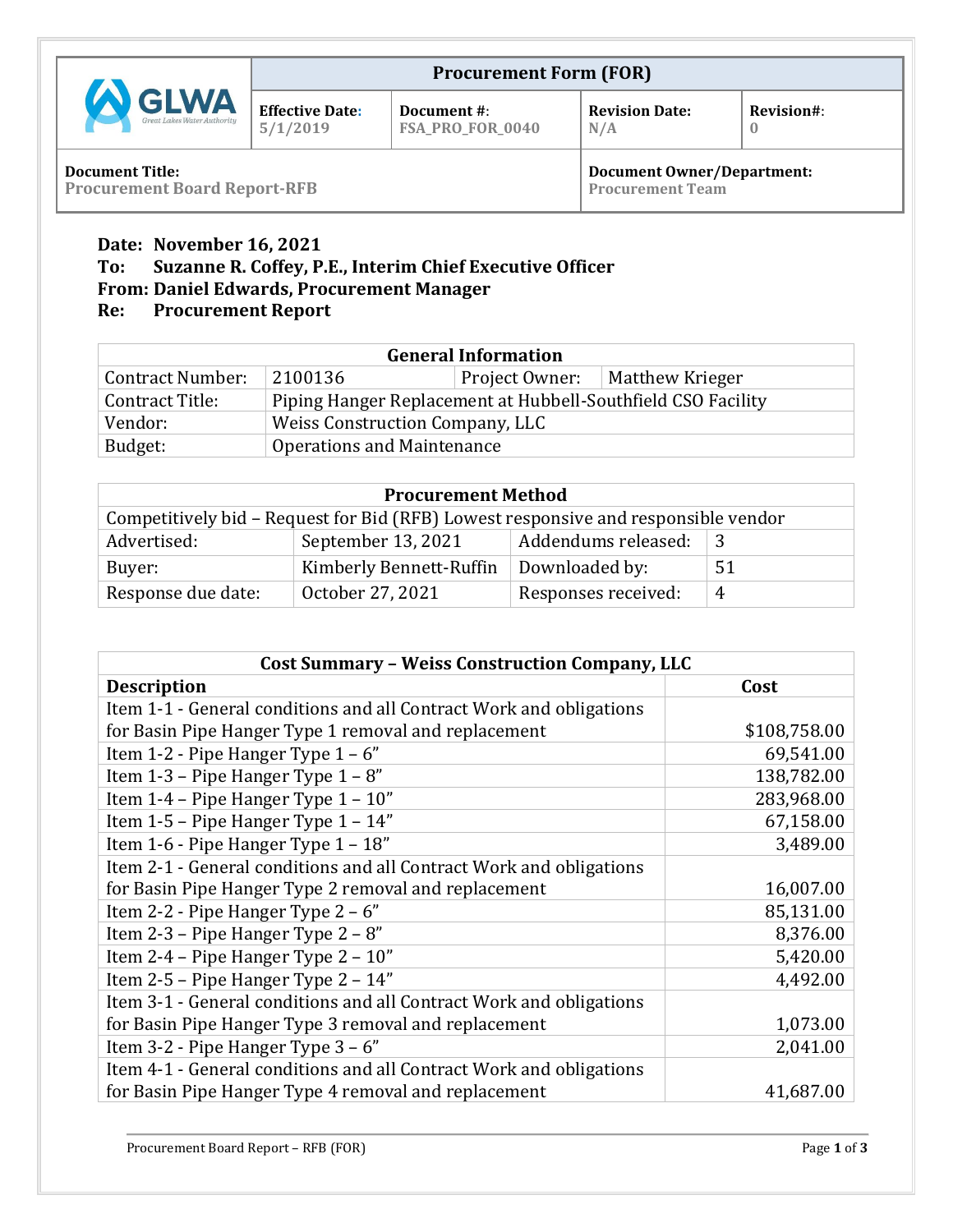| GLWA Great Lakes Water Authority | Procurement Form (FOR) | | | |
|---|---|---|---|---|
| | **Effective Date:** 5/1/2019 | **Document #:** FSA_PRO_FOR_0040 | **Revision Date:** N/A | **Revision#:** 0 |
| **Document Title:** Procurement Board Report-RFB | | | **Document Owner/Department:** Procurement Team | |

**Date:** November 16, 2021
**To:** Suzanne R. Coffey, P.E., Interim Chief Executive Officer
**From:** Daniel Edwards, Procurement Manager
**Re:** Procurement Report

| General Information | | | |
|---|---|---|---|
| Contract Number: | 2100136 | Project Owner: | Matthew Krieger |
| Contract Title: | Piping Hanger Replacement at Hubbell-Southfield CSO Facility | | |
| Vendor: | Weiss Construction Company, LLC | | |
| Budget: | Operations and Maintenance | | |

| Procurement Method | | | |
|---|---|---|---|
| Competitively bid – Request for Bid (RFB) Lowest responsive and responsible vendor | | | |
| Advertised: | September 13, 2021 | Addendums released: | 3 |
| Buyer: | Kimberly Bennett-Ruffin | Downloaded by: | 51 |
| Response due date: | October 27, 2021 | Responses received: | 4 |

| Cost Summary – Weiss Construction Company, LLC | |
|---|---|
| **Description** | **Cost** |
| Item 1-1 - General conditions and all Contract Work and obligations for Basin Pipe Hanger Type 1 removal and replacement | $108,758.00 |
| Item 1-2 - Pipe Hanger Type 1 – 6" | 69,541.00 |
| Item 1-3 – Pipe Hanger Type 1 – 8" | 138,782.00 |
| Item 1-4 – Pipe Hanger Type 1 – 10" | 283,968.00 |
| Item 1-5 – Pipe Hanger Type 1 – 14" | 67,158.00 |
| Item 1-6 - Pipe Hanger Type 1 – 18" | 3,489.00 |
| Item 2-1 - General conditions and all Contract Work and obligations for Basin Pipe Hanger Type 2 removal and replacement | 16,007.00 |
| Item 2-2 - Pipe Hanger Type 2 – 6" | 85,131.00 |
| Item 2-3 – Pipe Hanger Type 2 – 8" | 8,376.00 |
| Item 2-4 – Pipe Hanger Type 2 – 10" | 5,420.00 |
| Item 2-5 – Pipe Hanger Type 2 – 14" | 4,492.00 |
| Item 3-1 - General conditions and all Contract Work and obligations for Basin Pipe Hanger Type 3 removal and replacement | 1,073.00 |
| Item 3-2 - Pipe Hanger Type 3 – 6" | 2,041.00 |
| Item 4-1 - General conditions and all Contract Work and obligations for Basin Pipe Hanger Type 4 removal and replacement | 41,687.00 |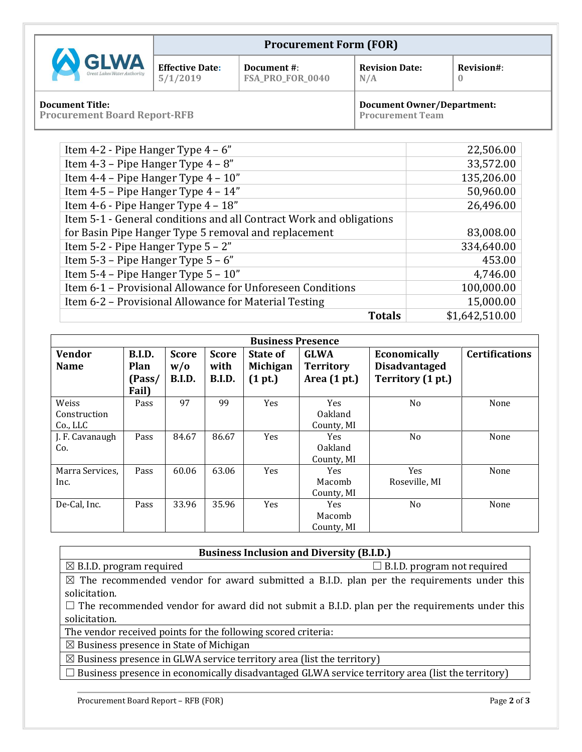| Procurement Form (FOR) | | | | |
|---|---|---|---|---|
| GLWA Great Lakes Water Authority | **Effective Date:** 5/1/2019 | **Document #:** FSA_PRO_FOR_0040 | **Revision Date:** N/A | **Revision#:** 0 |
| **Document Title:** Procurement Board Report-RFB | | | **Document Owner/Department:** Procurement Team | |

| | |
|---|---|
| Item 4-2 - Pipe Hanger Type 4 – 6" | 22,506.00 |
| Item 4-3 – Pipe Hanger Type 4 – 8" | 33,572.00 |
| Item 4-4 – Pipe Hanger Type 4 – 10" | 135,206.00 |
| Item 4-5 – Pipe Hanger Type 4 – 14" | 50,960.00 |
| Item 4-6 - Pipe Hanger Type 4 – 18" | 26,496.00 |
| Item 5-1 - General conditions and all Contract Work and obligations for Basin Pipe Hanger Type 5 removal and replacement | 83,008.00 |
| Item 5-2 - Pipe Hanger Type 5 – 2" | 334,640.00 |
| Item 5-3 – Pipe Hanger Type 5 – 6" | 453.00 |
| Item 5-4 – Pipe Hanger Type 5 – 10" | 4,746.00 |
| Item 6-1 – Provisional Allowance for Unforeseen Conditions | 100,000.00 |
| Item 6-2 – Provisional Allowance for Material Testing | 15,000.00 |
| **Totals** | $1,642,510.00 |

| Business Presence | | | | | | | |
|---|---|---|---|---|---|---|---|
| **Vendor Name** | **B.I.D. Plan (Pass/ Fail)** | **Score w/o B.I.D.** | **Score with B.I.D.** | **State of Michigan (1 pt.)** | **GLWA Territory Area (1 pt.)** | **Economically Disadvantaged Territory (1 pt.)** | **Certifications** |
| Weiss Construction Co., LLC | Pass | 97 | 99 | Yes | Yes Oakland County, MI | No | None |
| J. F. Cavanaugh Co. | Pass | 84.67 | 86.67 | Yes | Yes Oakland County, MI | No | None |
| Marra Services, Inc. | Pass | 60.06 | 63.06 | Yes | Yes Macomb County, MI | Yes Roseville, MI | None |
| De-Cal, Inc. | Pass | 33.96 | 35.96 | Yes | Yes Macomb County, MI | No | None |

| Business Inclusion and Diversity (B.I.D.) | |
|---|---|
| ☒ B.I.D. program required | ☐ B.I.D. program not required |
| ☒ The recommended vendor for award submitted a B.I.D. plan per the requirements under this solicitation.<br>☐ The recommended vendor for award did not submit a B.I.D. plan per the requirements under this solicitation. | |
| The vendor received points for the following scored criteria: | |
| ☒ Business presence in State of Michigan | |
| ☒ Business presence in GLWA service territory area (list the territory) | |
| ☐ Business presence in economically disadvantaged GLWA service territory area (list the territory) | |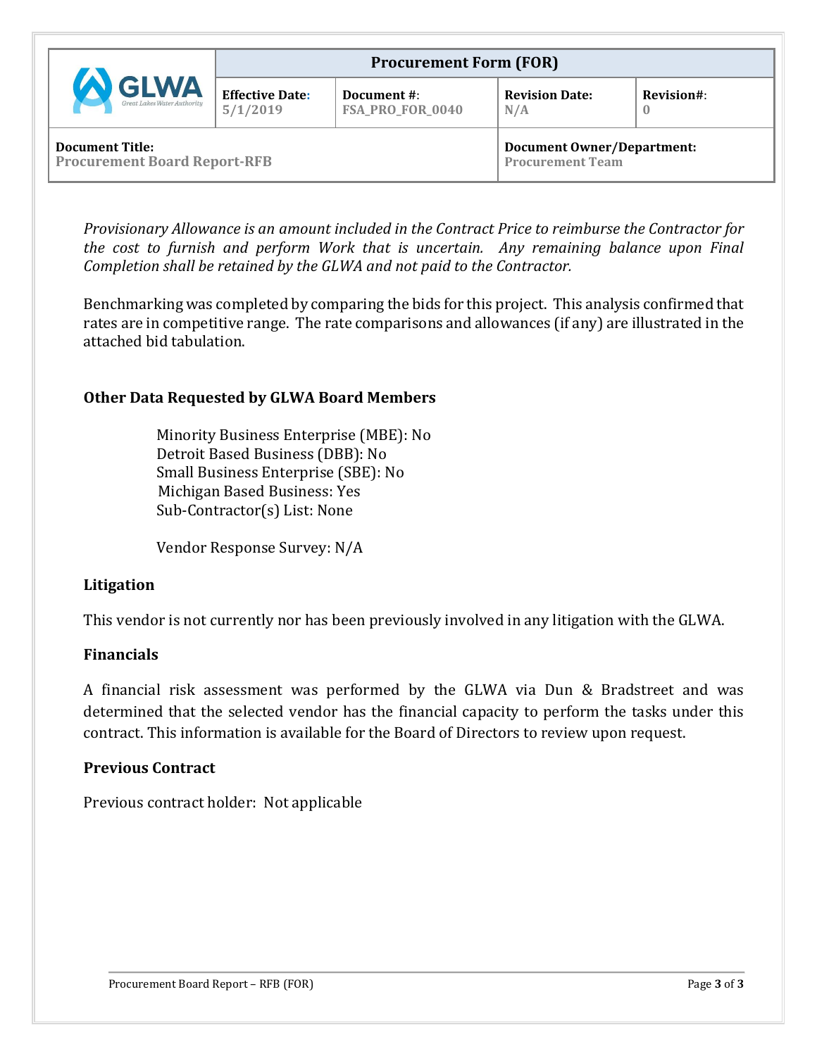*Provisionary Allowance is an amount included in the Contract Price to reimburse the Contractor for the cost to furnish and perform Work that is uncertain. Any remaining balance upon Final Completion shall be retained by the GLWA and not paid to the Contractor.*

Benchmarking was completed by comparing the bids for this project. This analysis confirmed that rates are in competitive range. The rate comparisons and allowances (if any) are illustrated in the attached bid tabulation.

### Other Data Requested by GLWA Board Members

Minority Business Enterprise (MBE): No
Detroit Based Business (DBB): No
Small Business Enterprise (SBE): No
Michigan Based Business: Yes
Sub-Contractor(s) List: None

Vendor Response Survey: N/A

### Litigation

This vendor is not currently nor has been previously involved in any litigation with the GLWA.

### Financials

A financial risk assessment was performed by the GLWA via Dun & Bradstreet and was determined that the selected vendor has the financial capacity to perform the tasks under this contract. This information is available for the Board of Directors to review upon request.

### Previous Contract

Previous contract holder: Not applicable